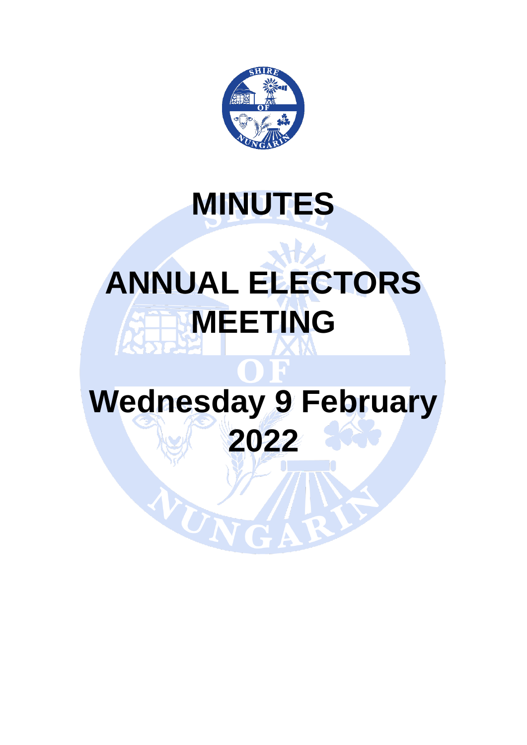# MINUTES

# ANNUAL ELECTORS MEETING

# Wednesday 9 February 2022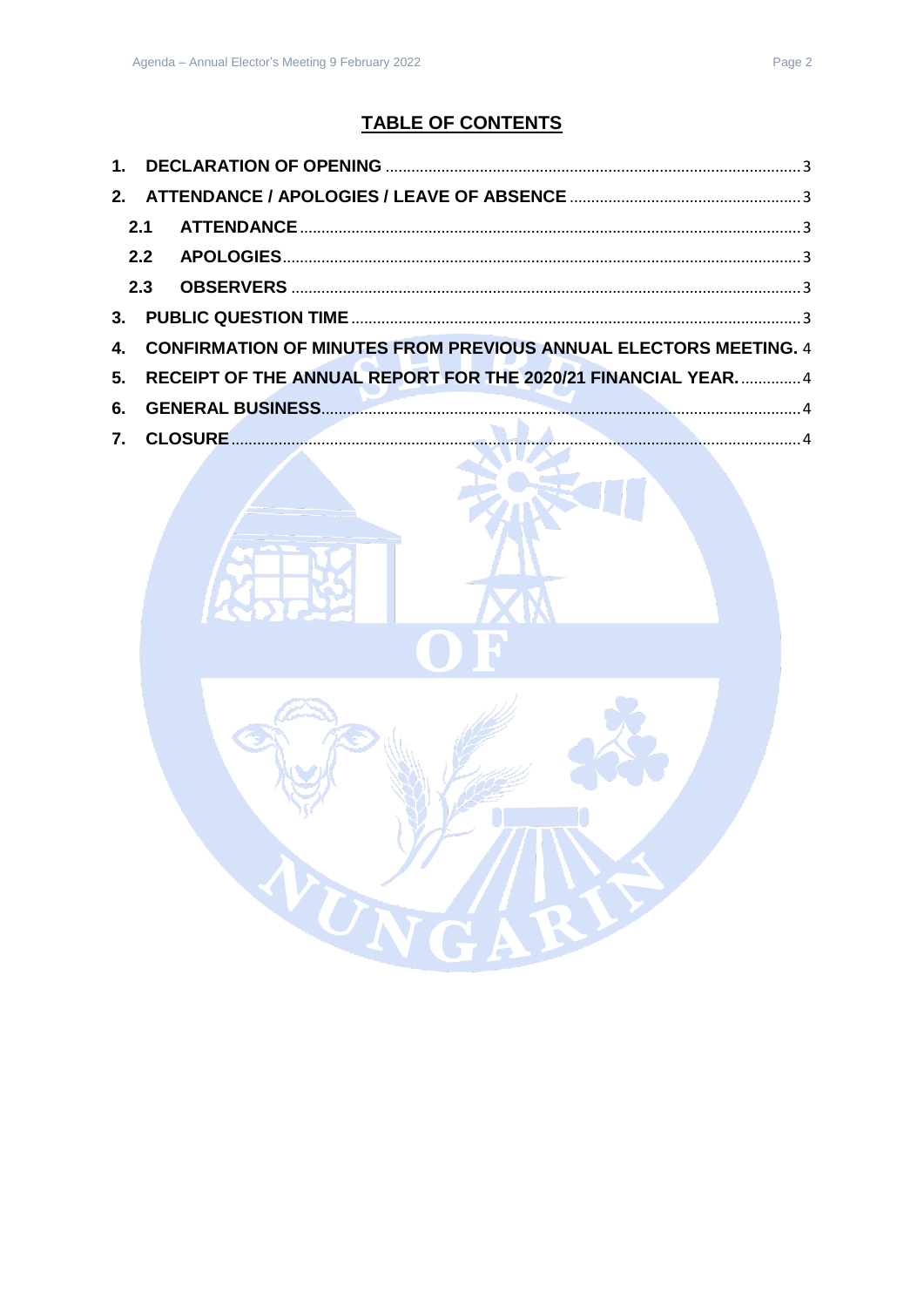## TABLE OF CONTENTS

1. **DECLARATION OF OPENING** ..... 3
2. **ATTENDANCE / APOLOGIES / LEAVE OF ABSENCE** ..... 3
   - **2.1 ATTENDANCE** ..... 3
   - **2.2 APOLOGIES** ..... 3
   - **2.3 OBSERVERS** ..... 3
3. **PUBLIC QUESTION TIME** ..... 3
4. **CONFIRMATION OF MINUTES FROM PREVIOUS ANNUAL ELECTORS MEETING.** 4
5. **RECEIPT OF THE ANNUAL REPORT FOR THE 2020/21 FINANCIAL YEAR.** ..... 4
6. **GENERAL BUSINESS** ..... 4
7. **CLOSURE** ..... 4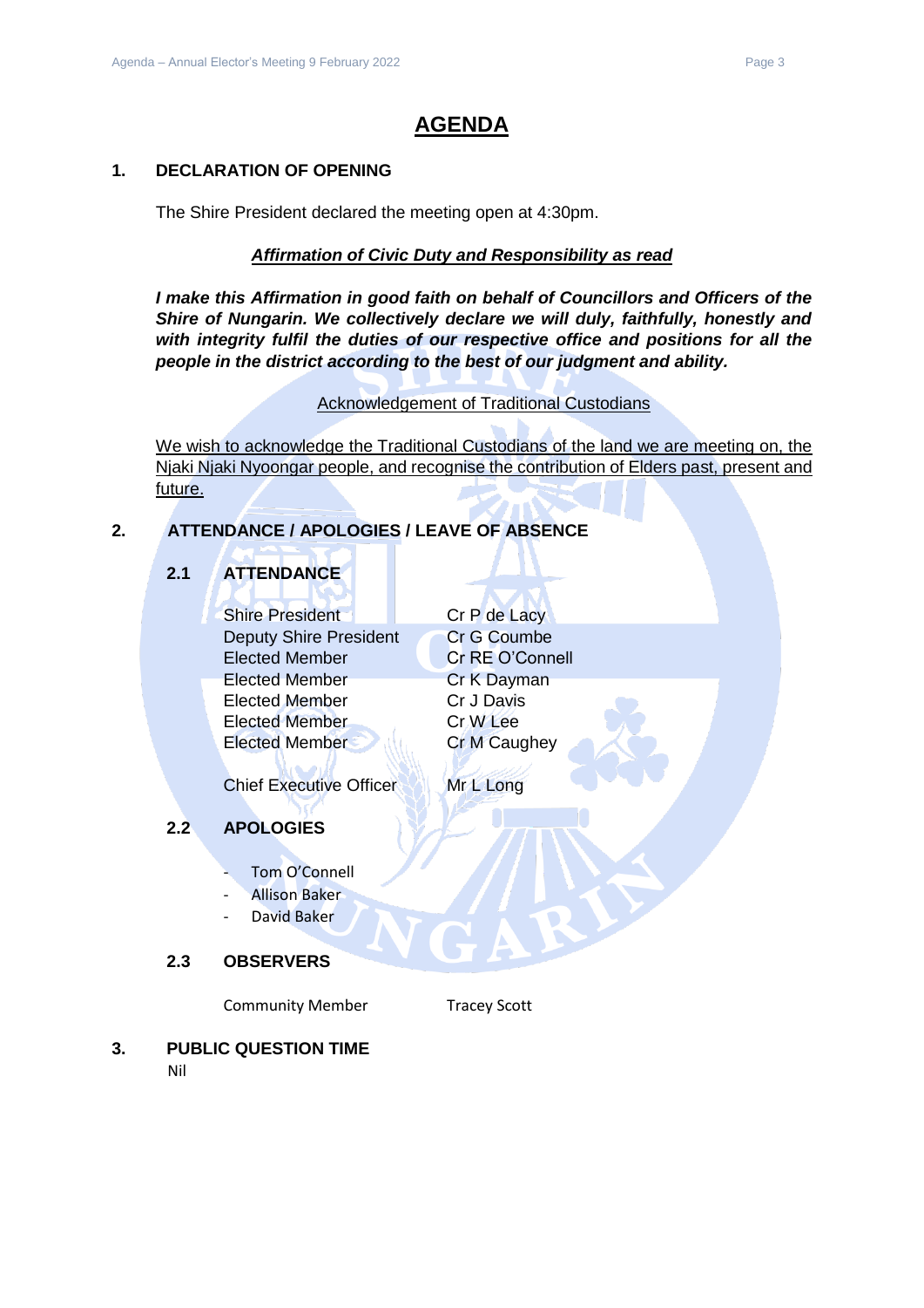# AGENDA

## 1. DECLARATION OF OPENING

The Shire President declared the meeting open at 4:30pm.

***Affirmation of Civic Duty and Responsibility as read***

***I make this Affirmation in good faith on behalf of Councillors and Officers of the Shire of Nungarin. We collectively declare we will duly, faithfully, honestly and with integrity fulfil the duties of our respective office and positions for all the people in the district according to the best of our judgment and ability.***

Acknowledgement of Traditional Custodians

We wish to acknowledge the Traditional Custodians of the land we are meeting on, the Njaki Njaki Nyoongar people, and recognise the contribution of Elders past, present and future.

## 2. ATTENDANCE / APOLOGIES / LEAVE OF ABSENCE

### 2.1 ATTENDANCE

| | |
|---|---|
| Shire President | Cr P de Lacy |
| Deputy Shire President | Cr G Coumbe |
| Elected Member | Cr RE O'Connell |
| Elected Member | Cr K Dayman |
| Elected Member | Cr J Davis |
| Elected Member | Cr W Lee |
| Elected Member | Cr M Caughey |
| Chief Executive Officer | Mr L Long |

### 2.2 APOLOGIES

- Tom O'Connell
- Allison Baker
- David Baker

### 2.3 OBSERVERS

| | |
|---|---|
| Community Member | Tracey Scott |

## 3. PUBLIC QUESTION TIME

Nil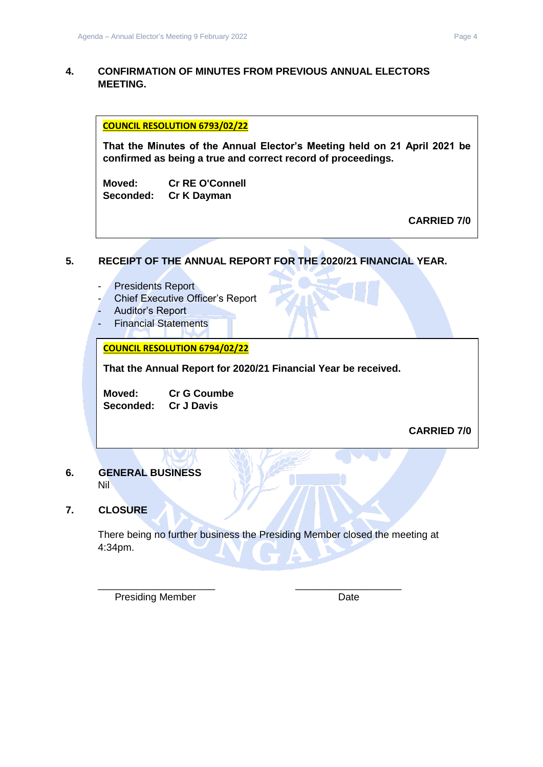## 4. CONFIRMATION OF MINUTES FROM PREVIOUS ANNUAL ELECTORS MEETING.

**COUNCIL RESOLUTION 6793/02/22**

**That the Minutes of the Annual Elector's Meeting held on 21 April 2021 be confirmed as being a true and correct record of proceedings.**

**Moved:** **Cr RE O'Connell**
**Seconded:** **Cr K Dayman**

**CARRIED 7/0**

## 5. RECEIPT OF THE ANNUAL REPORT FOR THE 2020/21 FINANCIAL YEAR.

- Presidents Report
- Chief Executive Officer's Report
- Auditor's Report
- Financial Statements

**COUNCIL RESOLUTION 6794/02/22**

**That the Annual Report for 2020/21 Financial Year be received.**

**Moved:** **Cr G Coumbe**
**Seconded:** **Cr J Davis**

**CARRIED 7/0**

## 6. GENERAL BUSINESS

Nil

## 7. CLOSURE

There being no further business the Presiding Member closed the meeting at 4:34pm.

\_\_\_\_\_\_\_\_\_\_\_\_\_\_\_\_\_\_\_\_\_\_ \_\_\_\_\_\_\_\_\_\_\_\_\_\_\_\_\_\_\_\_

Presiding Member Date